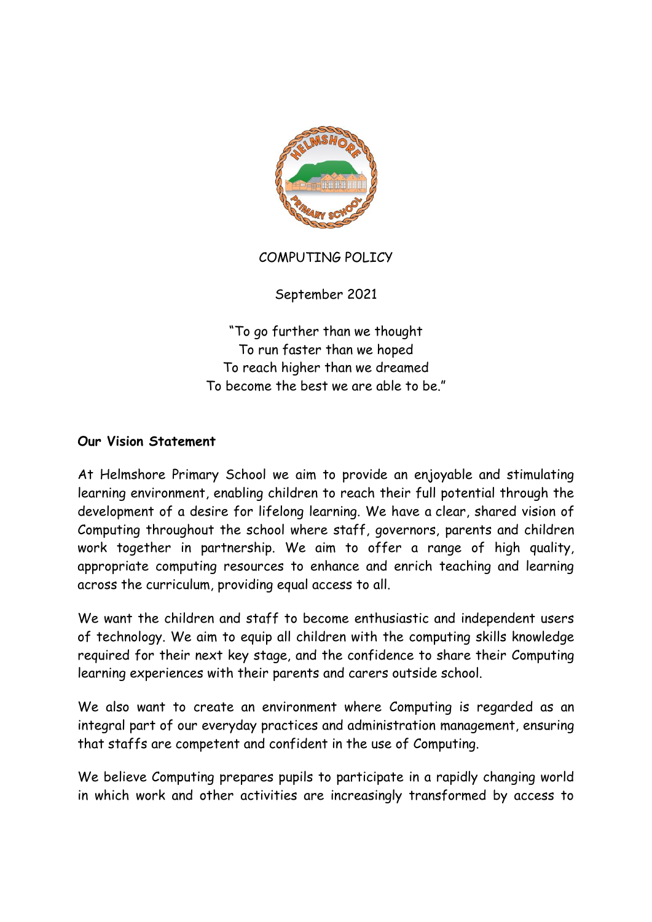COMPUTING POLICY

September 2021

"To go further than we thought
To run faster than we hoped
To reach higher than we dreamed
To become the best we are able to be."

**Our Vision Statement**

At Helmshore Primary School we aim to provide an enjoyable and stimulating learning environment, enabling children to reach their full potential through the development of a desire for lifelong learning. We have a clear, shared vision of Computing throughout the school where staff, governors, parents and children work together in partnership. We aim to offer a range of high quality, appropriate computing resources to enhance and enrich teaching and learning across the curriculum, providing equal access to all.

We want the children and staff to become enthusiastic and independent users of technology. We aim to equip all children with the computing skills knowledge required for their next key stage, and the confidence to share their Computing learning experiences with their parents and carers outside school.

We also want to create an environment where Computing is regarded as an integral part of our everyday practices and administration management, ensuring that staffs are competent and confident in the use of Computing.

We believe Computing prepares pupils to participate in a rapidly changing world in which work and other activities are increasingly transformed by access to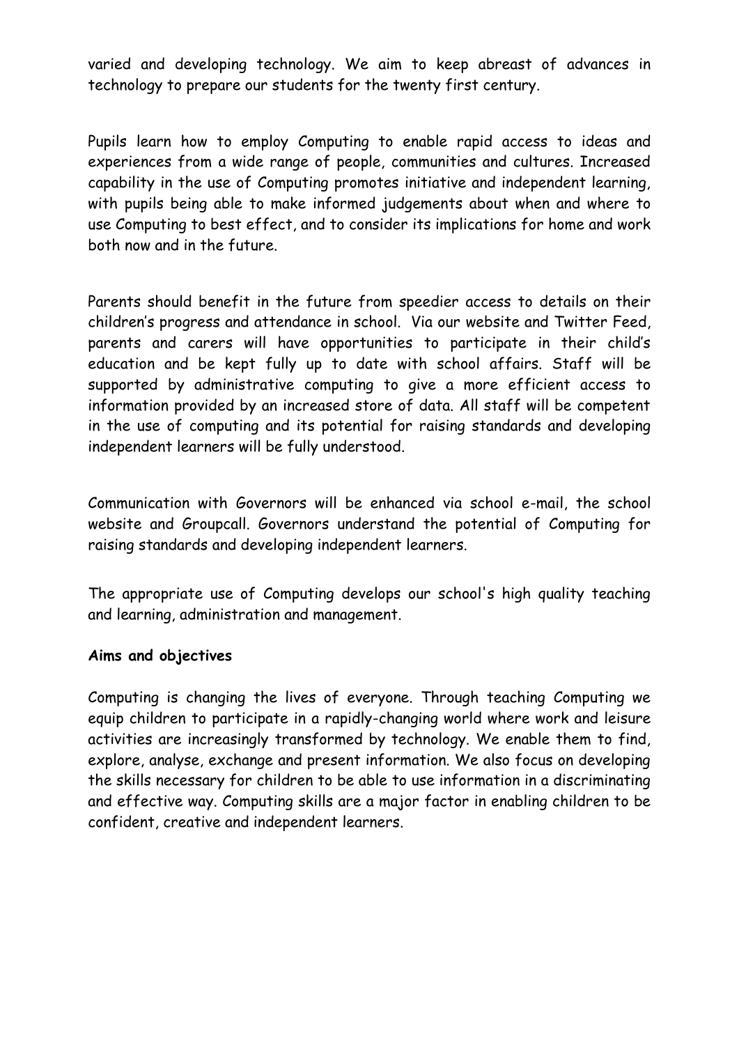varied and developing technology. We aim to keep abreast of advances in technology to prepare our students for the twenty first century.

Pupils learn how to employ Computing to enable rapid access to ideas and experiences from a wide range of people, communities and cultures. Increased capability in the use of Computing promotes initiative and independent learning, with pupils being able to make informed judgements about when and where to use Computing to best effect, and to consider its implications for home and work both now and in the future.

Parents should benefit in the future from speedier access to details on their children's progress and attendance in school. Via our website and Twitter Feed, parents and carers will have opportunities to participate in their child's education and be kept fully up to date with school affairs. Staff will be supported by administrative computing to give a more efficient access to information provided by an increased store of data. All staff will be competent in the use of computing and its potential for raising standards and developing independent learners will be fully understood.

Communication with Governors will be enhanced via school e-mail, the school website and Groupcall. Governors understand the potential of Computing for raising standards and developing independent learners.

The appropriate use of Computing develops our school's high quality teaching and learning, administration and management.

**Aims and objectives**

Computing is changing the lives of everyone. Through teaching Computing we equip children to participate in a rapidly-changing world where work and leisure activities are increasingly transformed by technology. We enable them to find, explore, analyse, exchange and present information. We also focus on developing the skills necessary for children to be able to use information in a discriminating and effective way. Computing skills are a major factor in enabling children to be confident, creative and independent learners.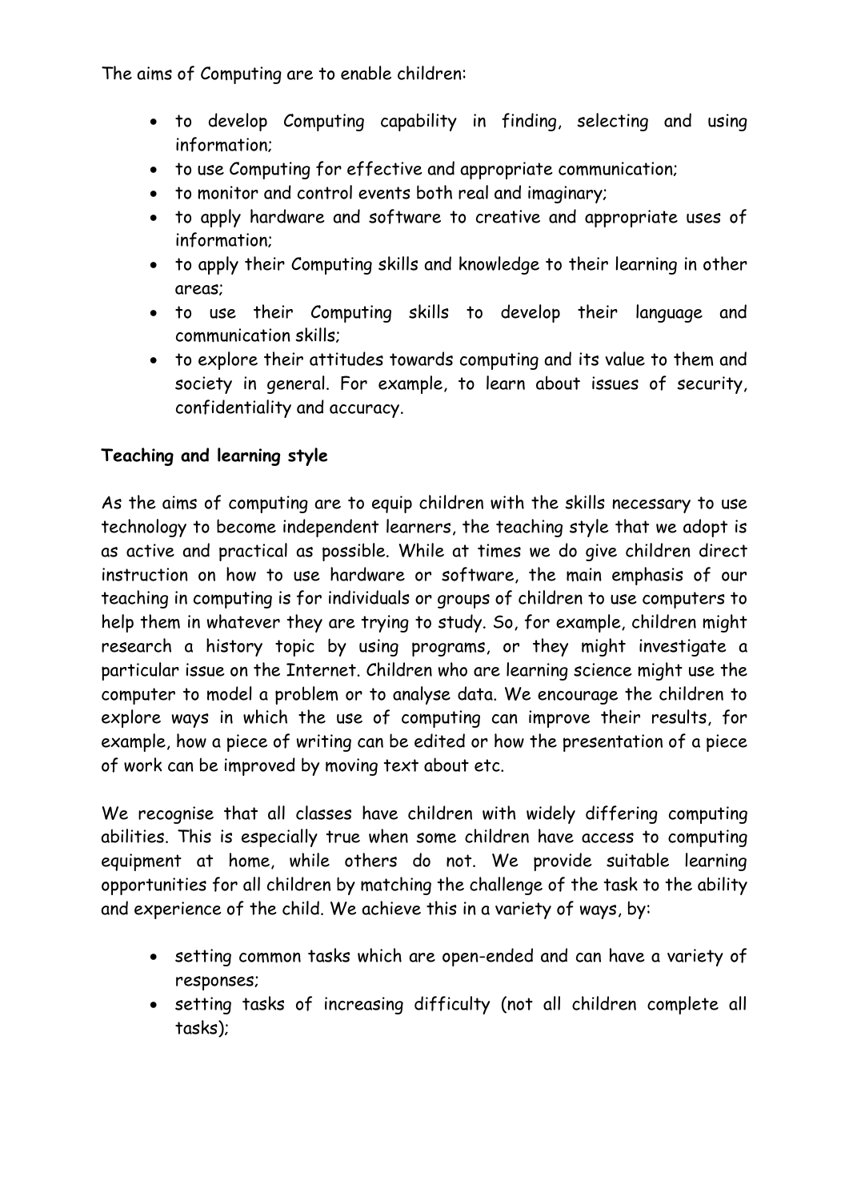The aims of Computing are to enable children:

- to develop Computing capability in finding, selecting and using information;
- to use Computing for effective and appropriate communication;
- to monitor and control events both real and imaginary;
- to apply hardware and software to creative and appropriate uses of information;
- to apply their Computing skills and knowledge to their learning in other areas;
- to use their Computing skills to develop their language and communication skills;
- to explore their attitudes towards computing and its value to them and society in general. For example, to learn about issues of security, confidentiality and accuracy.

**Teaching and learning style**

As the aims of computing are to equip children with the skills necessary to use technology to become independent learners, the teaching style that we adopt is as active and practical as possible. While at times we do give children direct instruction on how to use hardware or software, the main emphasis of our teaching in computing is for individuals or groups of children to use computers to help them in whatever they are trying to study. So, for example, children might research a history topic by using programs, or they might investigate a particular issue on the Internet. Children who are learning science might use the computer to model a problem or to analyse data. We encourage the children to explore ways in which the use of computing can improve their results, for example, how a piece of writing can be edited or how the presentation of a piece of work can be improved by moving text about etc.

We recognise that all classes have children with widely differing computing abilities. This is especially true when some children have access to computing equipment at home, while others do not. We provide suitable learning opportunities for all children by matching the challenge of the task to the ability and experience of the child. We achieve this in a variety of ways, by:

- setting common tasks which are open-ended and can have a variety of responses;
- setting tasks of increasing difficulty (not all children complete all tasks);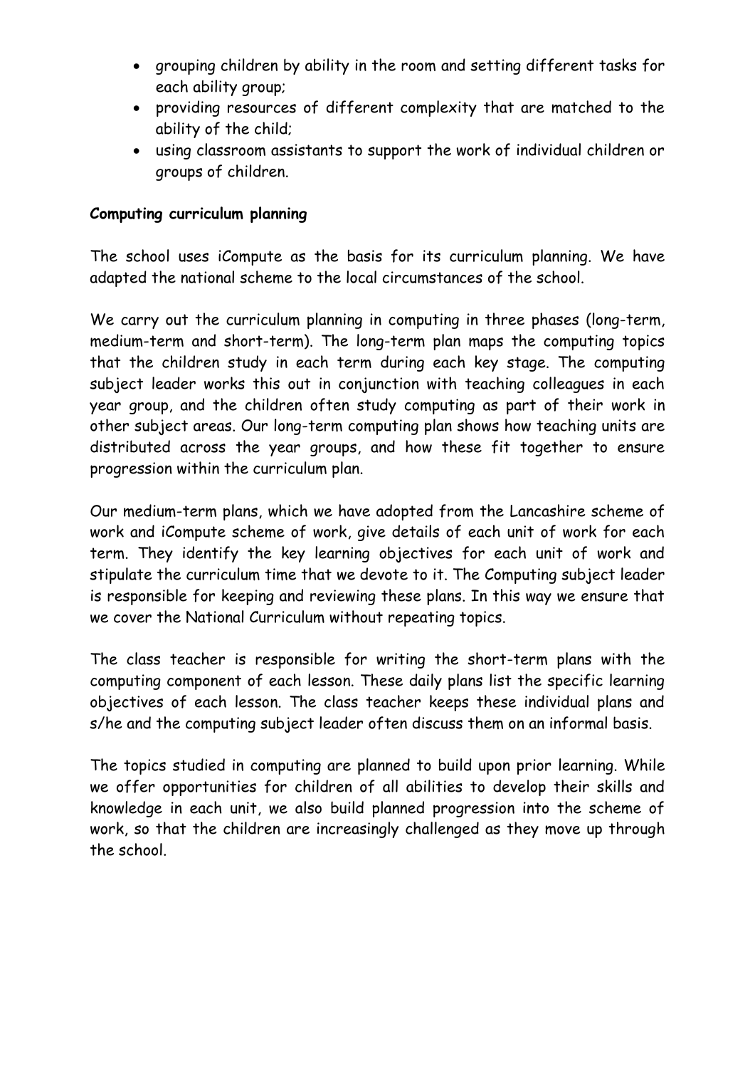- grouping children by ability in the room and setting different tasks for each ability group;
- providing resources of different complexity that are matched to the ability of the child;
- using classroom assistants to support the work of individual children or groups of children.

**Computing curriculum planning**

The school uses iCompute as the basis for its curriculum planning. We have adapted the national scheme to the local circumstances of the school.

We carry out the curriculum planning in computing in three phases (long-term, medium-term and short-term). The long-term plan maps the computing topics that the children study in each term during each key stage. The computing subject leader works this out in conjunction with teaching colleagues in each year group, and the children often study computing as part of their work in other subject areas. Our long-term computing plan shows how teaching units are distributed across the year groups, and how these fit together to ensure progression within the curriculum plan.

Our medium-term plans, which we have adopted from the Lancashire scheme of work and iCompute scheme of work, give details of each unit of work for each term. They identify the key learning objectives for each unit of work and stipulate the curriculum time that we devote to it. The Computing subject leader is responsible for keeping and reviewing these plans. In this way we ensure that we cover the National Curriculum without repeating topics.

The class teacher is responsible for writing the short-term plans with the computing component of each lesson. These daily plans list the specific learning objectives of each lesson. The class teacher keeps these individual plans and s/he and the computing subject leader often discuss them on an informal basis.

The topics studied in computing are planned to build upon prior learning. While we offer opportunities for children of all abilities to develop their skills and knowledge in each unit, we also build planned progression into the scheme of work, so that the children are increasingly challenged as they move up through the school.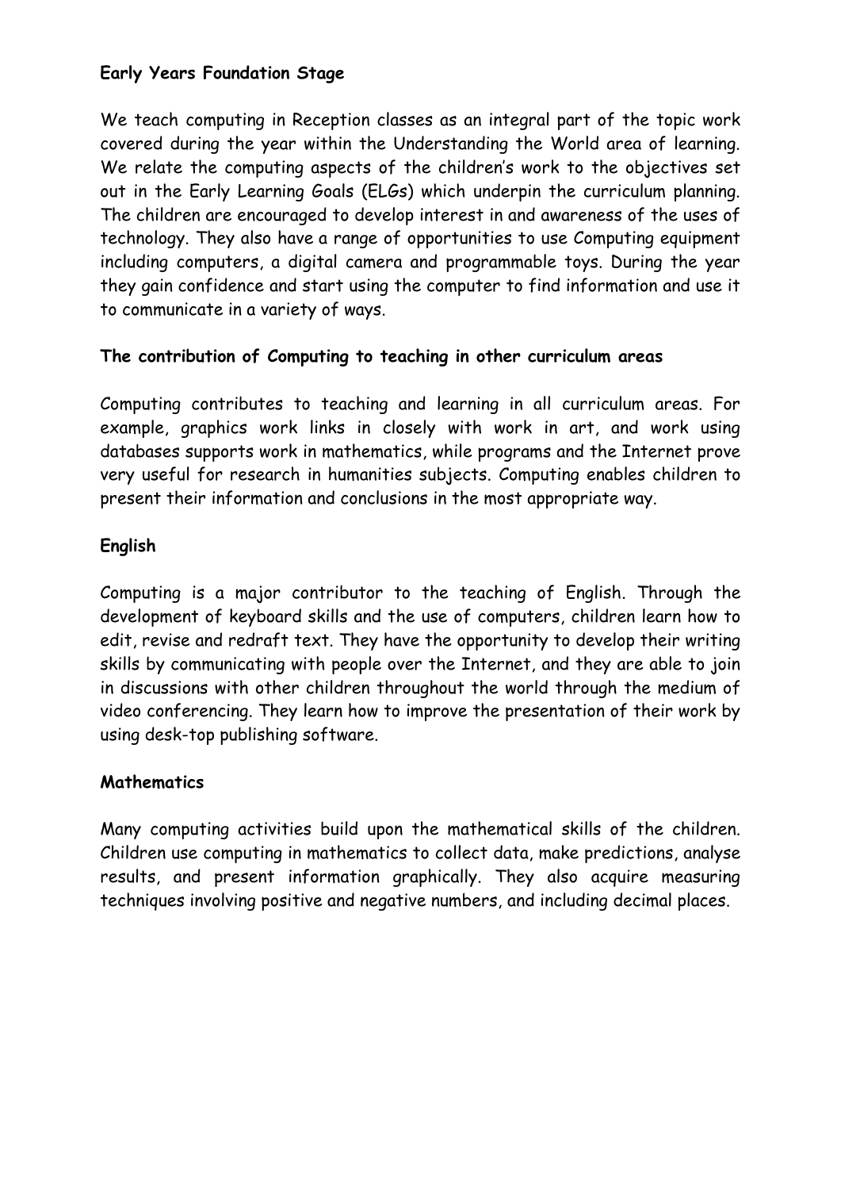**Early Years Foundation Stage**

We teach computing in Reception classes as an integral part of the topic work covered during the year within the Understanding the World area of learning. We relate the computing aspects of the children's work to the objectives set out in the Early Learning Goals (ELGs) which underpin the curriculum planning. The children are encouraged to develop interest in and awareness of the uses of technology. They also have a range of opportunities to use Computing equipment including computers, a digital camera and programmable toys. During the year they gain confidence and start using the computer to find information and use it to communicate in a variety of ways.

**The contribution of Computing to teaching in other curriculum areas**

Computing contributes to teaching and learning in all curriculum areas. For example, graphics work links in closely with work in art, and work using databases supports work in mathematics, while programs and the Internet prove very useful for research in humanities subjects. Computing enables children to present their information and conclusions in the most appropriate way.

**English**

Computing is a major contributor to the teaching of English. Through the development of keyboard skills and the use of computers, children learn how to edit, revise and redraft text. They have the opportunity to develop their writing skills by communicating with people over the Internet, and they are able to join in discussions with other children throughout the world through the medium of video conferencing. They learn how to improve the presentation of their work by using desk-top publishing software.

**Mathematics**

Many computing activities build upon the mathematical skills of the children. Children use computing in mathematics to collect data, make predictions, analyse results, and present information graphically. They also acquire measuring techniques involving positive and negative numbers, and including decimal places.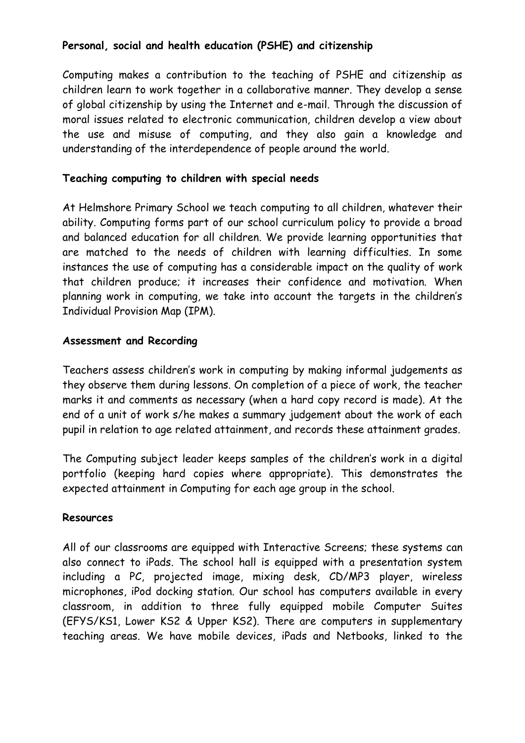**Personal, social and health education (PSHE) and citizenship**

Computing makes a contribution to the teaching of PSHE and citizenship as children learn to work together in a collaborative manner. They develop a sense of global citizenship by using the Internet and e-mail. Through the discussion of moral issues related to electronic communication, children develop a view about the use and misuse of computing, and they also gain a knowledge and understanding of the interdependence of people around the world.

**Teaching computing to children with special needs**

At Helmshore Primary School we teach computing to all children, whatever their ability. Computing forms part of our school curriculum policy to provide a broad and balanced education for all children. We provide learning opportunities that are matched to the needs of children with learning difficulties. In some instances the use of computing has a considerable impact on the quality of work that children produce; it increases their confidence and motivation. When planning work in computing, we take into account the targets in the children's Individual Provision Map (IPM).

**Assessment and Recording**

Teachers assess children's work in computing by making informal judgements as they observe them during lessons. On completion of a piece of work, the teacher marks it and comments as necessary (when a hard copy record is made). At the end of a unit of work s/he makes a summary judgement about the work of each pupil in relation to age related attainment, and records these attainment grades.

The Computing subject leader keeps samples of the children's work in a digital portfolio (keeping hard copies where appropriate). This demonstrates the expected attainment in Computing for each age group in the school.

**Resources**

All of our classrooms are equipped with Interactive Screens; these systems can also connect to iPads. The school hall is equipped with a presentation system including a PC, projected image, mixing desk, CD/MP3 player, wireless microphones, iPod docking station. Our school has computers available in every classroom, in addition to three fully equipped mobile Computer Suites (EFYS/KS1, Lower KS2 & Upper KS2). There are computers in supplementary teaching areas. We have mobile devices, iPads and Netbooks, linked to the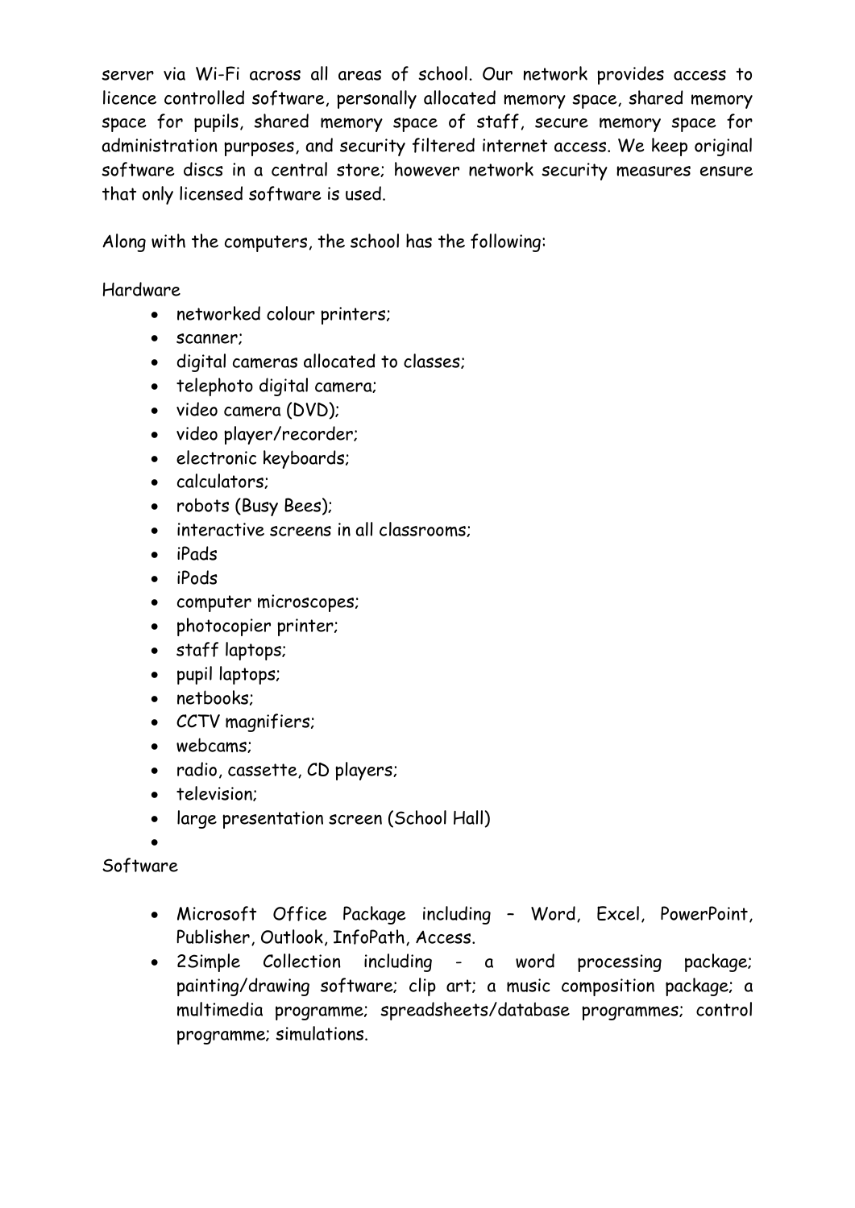server via Wi-Fi across all areas of school. Our network provides access to licence controlled software, personally allocated memory space, shared memory space for pupils, shared memory space of staff, secure memory space for administration purposes, and security filtered internet access. We keep original software discs in a central store; however network security measures ensure that only licensed software is used.

Along with the computers, the school has the following:

Hardware

- networked colour printers;
- scanner;
- digital cameras allocated to classes;
- telephoto digital camera;
- video camera (DVD);
- video player/recorder;
- electronic keyboards;
- calculators;
- robots (Busy Bees);
- interactive screens in all classrooms;
- iPads
- iPods
- computer microscopes;
- photocopier printer;
- staff laptops;
- pupil laptops;
- netbooks;
- CCTV magnifiers;
- webcams;
- radio, cassette, CD players;
- television;
- large presentation screen (School Hall)

Software

- Microsoft Office Package including – Word, Excel, PowerPoint, Publisher, Outlook, InfoPath, Access.
- 2Simple Collection including - a word processing package; painting/drawing software; clip art; a music composition package; a multimedia programme; spreadsheets/database programmes; control programme; simulations.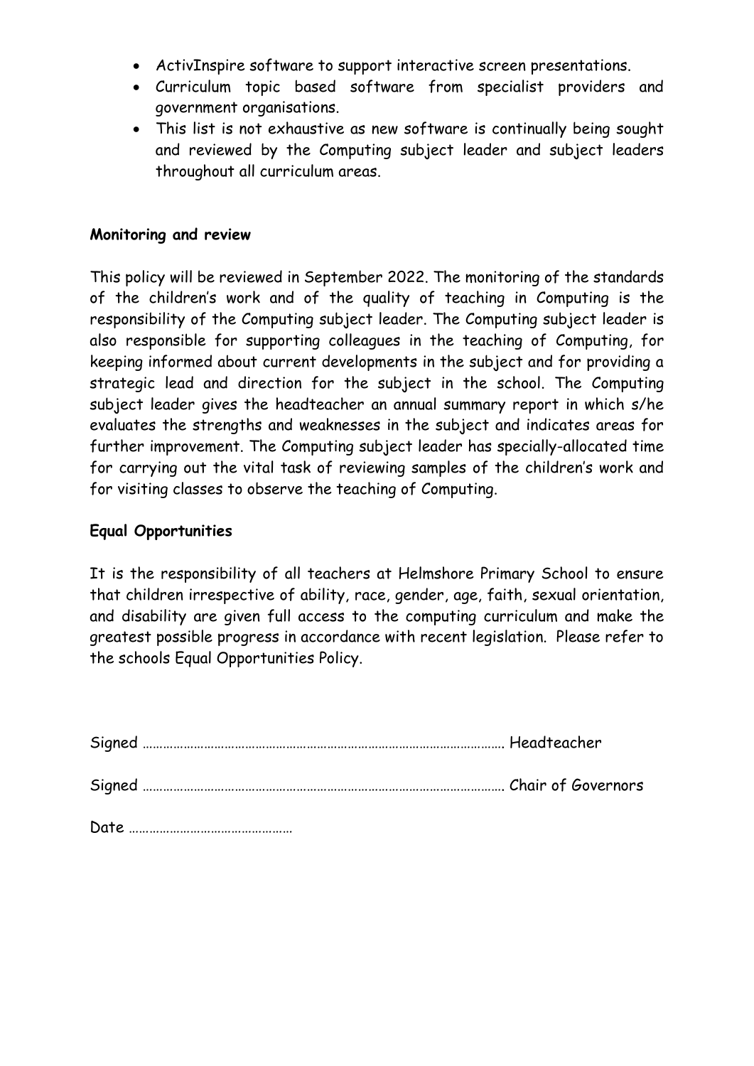- ActivInspire software to support interactive screen presentations.
- Curriculum topic based software from specialist providers and government organisations.
- This list is not exhaustive as new software is continually being sought and reviewed by the Computing subject leader and subject leaders throughout all curriculum areas.

**Monitoring and review**

This policy will be reviewed in September 2022. The monitoring of the standards of the children's work and of the quality of teaching in Computing is the responsibility of the Computing subject leader. The Computing subject leader is also responsible for supporting colleagues in the teaching of Computing, for keeping informed about current developments in the subject and for providing a strategic lead and direction for the subject in the school. The Computing subject leader gives the headteacher an annual summary report in which s/he evaluates the strengths and weaknesses in the subject and indicates areas for further improvement. The Computing subject leader has specially-allocated time for carrying out the vital task of reviewing samples of the children's work and for visiting classes to observe the teaching of Computing.

**Equal Opportunities**

It is the responsibility of all teachers at Helmshore Primary School to ensure that children irrespective of ability, race, gender, age, faith, sexual orientation, and disability are given full access to the computing curriculum and make the greatest possible progress in accordance with recent legislation. Please refer to the schools Equal Opportunities Policy.

Signed ……………………………………………………………………………………………. Headteacher

Signed ……………………………………………………………………………………………. Chair of Governors

Date …………………………………………